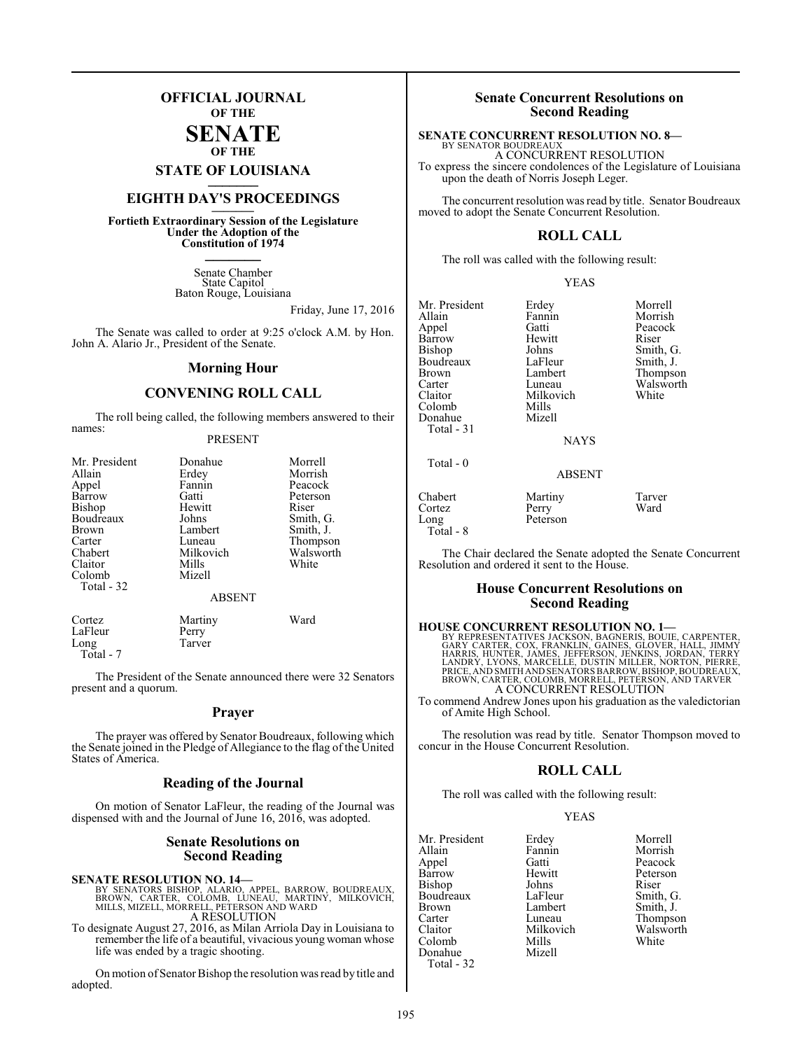# OFFICIAL JOURNAL OF THE SENATE OF THE STATE OF LOUISIANA

## EIGHTH DAY'S PROCEEDINGS

**Fortieth Extraordinary Session of the Legislature Under the Adoption of the Constitution of 1974**

Senate Chamber
State Capitol
Baton Rouge, Louisiana

Friday, June 17, 2016

The Senate was called to order at 9:25 o'clock A.M. by Hon. John A. Alario Jr., President of the Senate.

## Morning Hour

## CONVENING ROLL CALL

The roll being called, the following members answered to their names:

PRESENT

| | | |
|---|---|---|
| Mr. President | Donahue | Morrell |
| Allain | Erdey | Morrish |
| Appel | Fannin | Peacock |
| Barrow | Gatti | Peterson |
| Bishop | Hewitt | Riser |
| Boudreaux | Johns | Smith, G. |
| Brown | Lambert | Smith, J. |
| Carter | Luneau | Thompson |
| Chabert | Milkovich | Walsworth |
| Claitor | Mills | White |
| Colomb | Mizell | |
| Total - 32 | | |

ABSENT

| | | |
|---|---|---|
| Cortez | Martiny | Ward |
| LaFleur | Perry | |
| Long | Tarver | |
| Total - 7 | | |

The President of the Senate announced there were 32 Senators present and a quorum.

## Prayer

The prayer was offered by Senator Boudreaux, following which the Senate joined in the Pledge of Allegiance to the flag of the United States of America.

## Reading of the Journal

On motion of Senator LaFleur, the reading of the Journal was dispensed with and the Journal of June 16, 2016, was adopted.

## Senate Resolutions on Second Reading

**SENATE RESOLUTION NO. 14—**
BY SENATORS BISHOP, ALARIO, APPEL, BARROW, BOUDREAUX, BROWN, CARTER, COLOMB, LUNEAU, MARTINY, MILKOVICH, MILLS, MIZELL, MORRELL, PETERSON AND WARD
A RESOLUTION
To designate August 27, 2016, as Milan Arriola Day in Louisiana to remember the life of a beautiful, vivacious young woman whose life was ended by a tragic shooting.

On motion of Senator Bishop the resolution was read by title and adopted.

## Senate Concurrent Resolutions on Second Reading

**SENATE CONCURRENT RESOLUTION NO. 8—**
BY SENATOR BOUDREAUX
A CONCURRENT RESOLUTION
To express the sincere condolences of the Legislature of Louisiana upon the death of Norris Joseph Leger.

The concurrent resolution was read by title. Senator Boudreaux moved to adopt the Senate Concurrent Resolution.

## ROLL CALL

The roll was called with the following result:

YEAS

| | | |
|---|---|---|
| Mr. President | Erdey | Morrell |
| Allain | Fannin | Morrish |
| Appel | Gatti | Peacock |
| Barrow | Hewitt | Riser |
| Bishop | Johns | Smith, G. |
| Boudreaux | LaFleur | Smith, J. |
| Brown | Lambert | Thompson |
| Carter | Luneau | Walsworth |
| Claitor | Milkovich | White |
| Colomb | Mills | |
| Donahue | Mizell | |
| Total - 31 | | |

NAYS

Total - 0

ABSENT

| | | |
|---|---|---|
| Chabert | Martiny | Tarver |
| Cortez | Perry | Ward |
| Long | Peterson | |
| Total - 8 | | |

The Chair declared the Senate adopted the Senate Concurrent Resolution and ordered it sent to the House.

## House Concurrent Resolutions on Second Reading

**HOUSE CONCURRENT RESOLUTION NO. 1—**
BY REPRESENTATIVES JACKSON, BAGNERIS, BOUIE, CARPENTER, GARY CARTER, COX, FRANKLIN, GAINES, GLOVER, HALL, JIMMY HARRIS, HUNTER, JAMES, JEFFERSON, JENKINS, JORDAN, TERRY LANDRY, LYONS, MARCELLE, DUSTIN MILLER, NORTON, PIERRE, PRICE, AND SMITH AND SENATORS BARROW, BISHOP, BOUDREAUX, BROWN, CARTER, COLOMB, MORRELL, PETERSON, AND TARVER
A CONCURRENT RESOLUTION
To commend Andrew Jones upon his graduation as the valedictorian of Amite High School.

The resolution was read by title. Senator Thompson moved to concur in the House Concurrent Resolution.

## ROLL CALL

The roll was called with the following result:

YEAS

| | | |
|---|---|---|
| Mr. President | Erdey | Morrell |
| Allain | Fannin | Morrish |
| Appel | Gatti | Peacock |
| Barrow | Hewitt | Peterson |
| Bishop | Johns | Riser |
| Boudreaux | LaFleur | Smith, G. |
| Brown | Lambert | Smith, J. |
| Carter | Luneau | Thompson |
| Claitor | Milkovich | Walsworth |
| Colomb | Mills | White |
| Donahue | Mizell | |
| Total - 32 | | |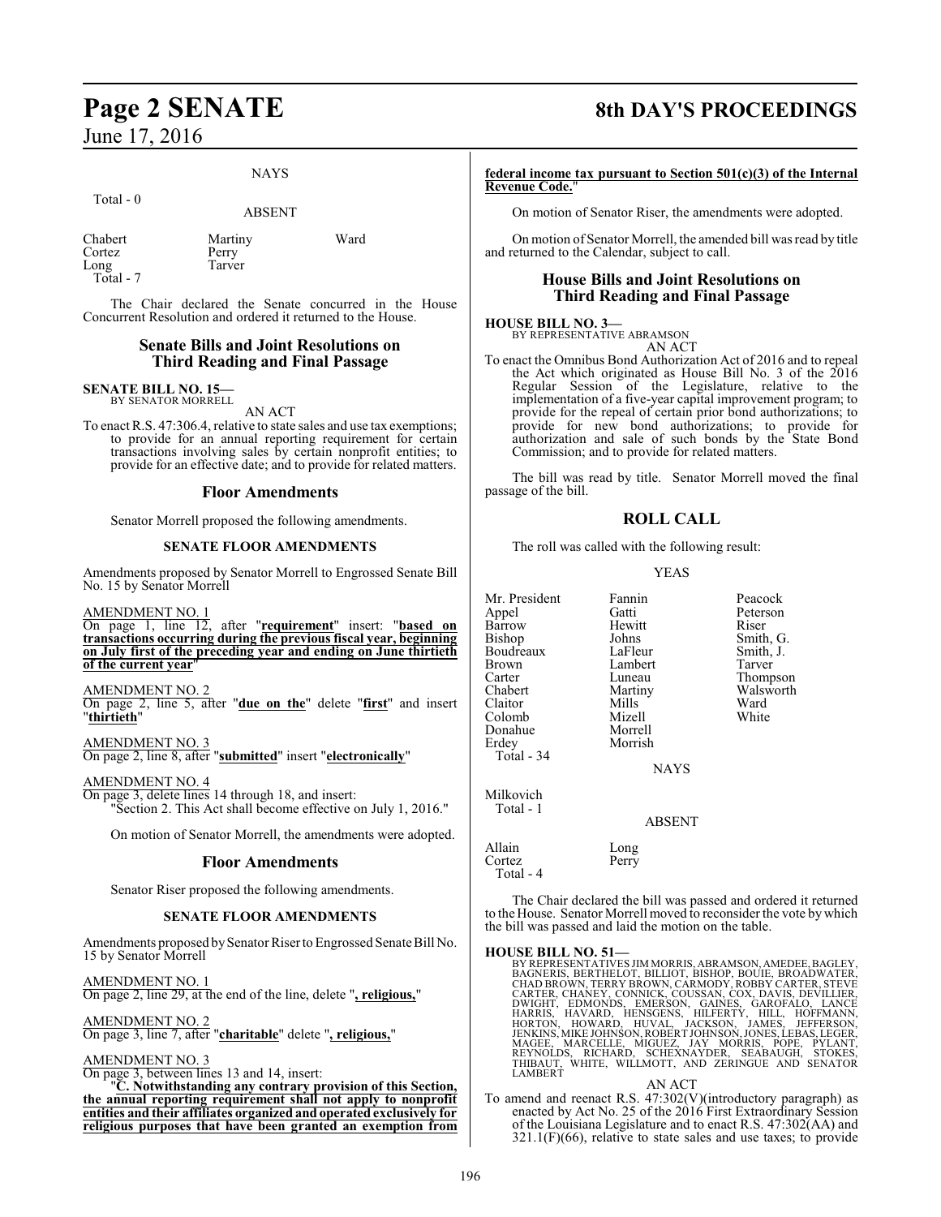NAYS

Total - 0

ABSENT

| | | |
|---|---|---|
| Chabert | Martiny | Ward |
| Cortez | Perry | |
| Long | Tarver | |
| Total - 7 | | |

The Chair declared the Senate concurred in the House Concurrent Resolution and ordered it returned to the House.

## Senate Bills and Joint Resolutions on Third Reading and Final Passage

**SENATE BILL NO. 15—**
BY SENATOR MORRELL

AN ACT

To enact R.S. 47:306.4, relative to state sales and use tax exemptions; to provide for an annual reporting requirement for certain transactions involving sales by certain nonprofit entities; to provide for an effective date; and to provide for related matters.

## Floor Amendments

Senator Morrell proposed the following amendments.

### SENATE FLOOR AMENDMENTS

Amendments proposed by Senator Morrell to Engrossed Senate Bill No. 15 by Senator Morrell

AMENDMENT NO. 1
On page 1, line 12, after "**requirement**" insert: "**based on transactions occurring during the previous fiscal year, beginning on July first of the preceding year and ending on June thirtieth of the current year**"

AMENDMENT NO. 2
On page 2, line 5, after "**due on the**" delete "**first**" and insert "**thirtieth**"

AMENDMENT NO. 3
On page 2, line 8, after "**submitted**" insert "**electronically**"

AMENDMENT NO. 4
On page 3, delete lines 14 through 18, and insert:
"Section 2. This Act shall become effective on July 1, 2016."

On motion of Senator Morrell, the amendments were adopted.

## Floor Amendments

Senator Riser proposed the following amendments.

### SENATE FLOOR AMENDMENTS

Amendments proposed by Senator Riser to Engrossed Senate Bill No. 15 by Senator Morrell

AMENDMENT NO. 1
On page 2, line 29, at the end of the line, delete "**, religious,**"

AMENDMENT NO. 2
On page 3, line 7, after "**charitable**" delete "**, religious,**"

AMENDMENT NO. 3
On page 3, between lines 13 and 14, insert:
"**C. Notwithstanding any contrary provision of this Section, the annual reporting requirement shall not apply to nonprofit entities and their affiliates organized and operated exclusively for religious purposes that have been granted an exemption from federal income tax pursuant to Section 501(c)(3) of the Internal Revenue Code.**"

On motion of Senator Riser, the amendments were adopted.

On motion of Senator Morrell, the amended bill was read by title and returned to the Calendar, subject to call.

## House Bills and Joint Resolutions on Third Reading and Final Passage

**HOUSE BILL NO. 3—**
BY REPRESENTATIVE ABRAMSON

AN ACT

To enact the Omnibus Bond Authorization Act of 2016 and to repeal the Act which originated as House Bill No. 3 of the 2016 Regular Session of the Legislature, relative to the implementation of a five-year capital improvement program; to provide for the repeal of certain prior bond authorizations; to provide for new bond authorizations; to provide for authorization and sale of such bonds by the State Bond Commission; and to provide for related matters.

The bill was read by title. Senator Morrell moved the final passage of the bill.

## ROLL CALL

The roll was called with the following result:

YEAS

| | | |
|---|---|---|
| Mr. President | Fannin | Peacock |
| Appel | Gatti | Peterson |
| Barrow | Hewitt | Riser |
| Bishop | Johns | Smith, G. |
| Boudreaux | LaFleur | Smith, J. |
| Brown | Lambert | Tarver |
| Carter | Luneau | Thompson |
| Chabert | Martiny | Walsworth |
| Claitor | Mills | Ward |
| Colomb | Mizell | White |
| Donahue | Morrell | |
| Erdey | Morrish | |
| Total - 34 | | |

NAYS

Milkovich
Total - 1

ABSENT

| | |
|---|---|
| Allain | Long |
| Cortez | Perry |
| Total - 4 | |

The Chair declared the bill was passed and ordered it returned to the House. Senator Morrell moved to reconsider the vote by which the bill was passed and laid the motion on the table.

**HOUSE BILL NO. 51—**
BY REPRESENTATIVES JIM MORRIS, ABRAMSON, AMEDEE, BAGLEY, BAGNERIS, BERTHELOT, BILLIOT, BISHOP, BOUIE, BROADWATER, CHAD BROWN, TERRY BROWN, CARMODY, ROBBY CARTER, STEVE CARTER, CHANEY, CONNICK, COUSSAN, COX, DAVIS, DEVILLIER, DWIGHT, EDMONDS, EMERSON, GAINES, GAROFALO, LANCE HARRIS, HAVARD, HENSGENS, HILFERTY, HILL, HOFFMANN, HORTON, HOWARD, HUVAL, JACKSON, JAMES, JEFFERSON, JENKINS, MIKE JOHNSON, ROBERT JOHNSON, JONES, LEBAS, LEGER, MAGEE, MARCELLE, MIGUEZ, JAY MORRIS, POPE, PYLANT, REYNOLDS, RICHARD, SCHEXNAYDER, SEABAUGH, STOKES, THIBAUT, WHITE, WILLMOTT, AND ZERINGUE AND SENATOR LAMBERT

AN ACT

To amend and reenact R.S. 47:302(V)(introductory paragraph) as enacted by Act No. 25 of the 2016 First Extraordinary Session of the Louisiana Legislature and to enact R.S. 47:302(AA) and 321.1(F)(66), relative to state sales and use taxes; to provide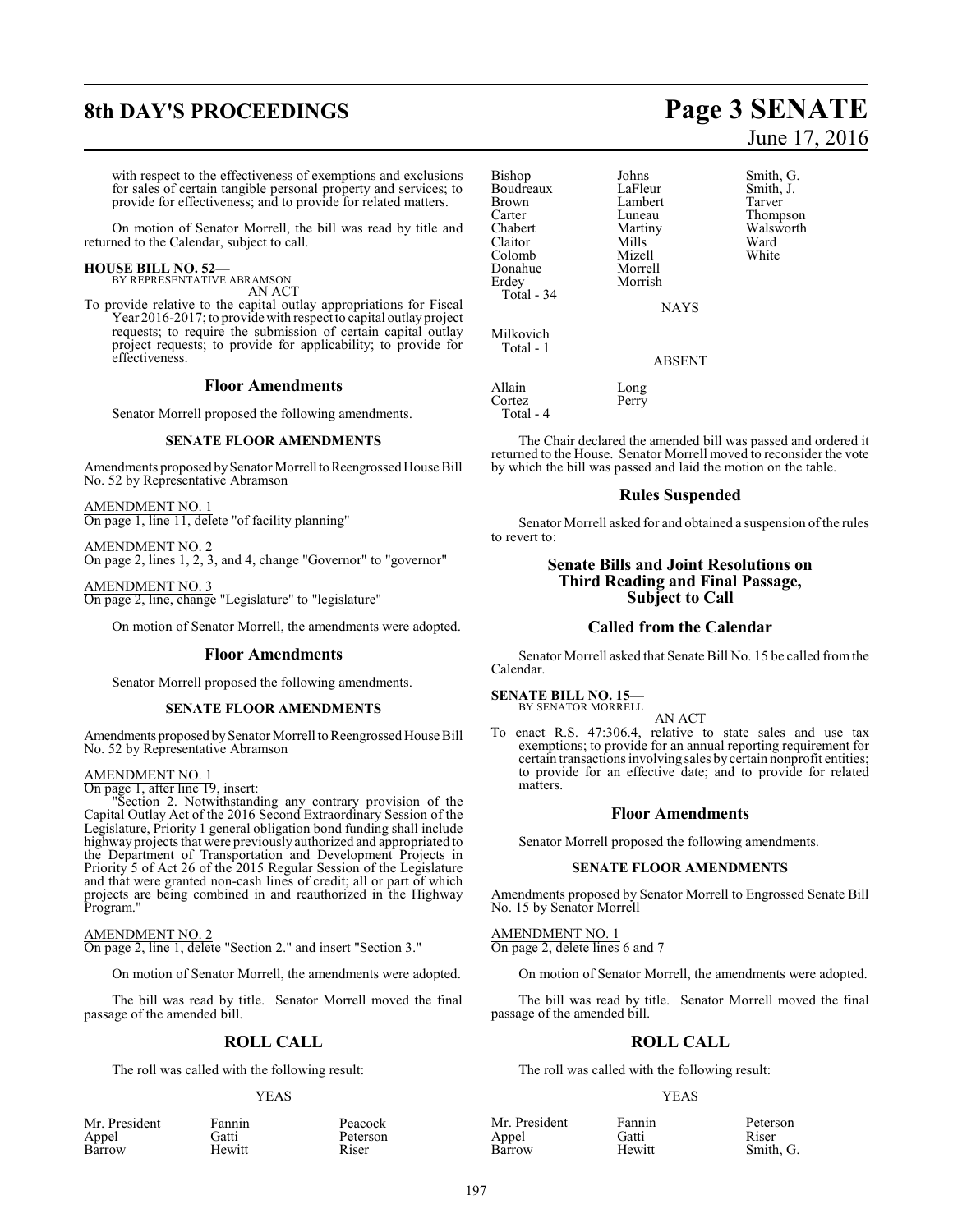with respect to the effectiveness of exemptions and exclusions for sales of certain tangible personal property and services; to provide for effectiveness; and to provide for related matters.

On motion of Senator Morrell, the bill was read by title and returned to the Calendar, subject to call.

**HOUSE BILL NO. 52—**
BY REPRESENTATIVE ABRAMSON
AN ACT

To provide relative to the capital outlay appropriations for Fiscal Year 2016-2017; to provide with respect to capital outlay project requests; to require the submission of certain capital outlay project requests; to provide for applicability; to provide for effectiveness.

## Floor Amendments

Senator Morrell proposed the following amendments.

### SENATE FLOOR AMENDMENTS

Amendments proposed by Senator Morrell to Reengrossed House Bill No. 52 by Representative Abramson

AMENDMENT NO. 1
On page 1, line 11, delete "of facility planning"

AMENDMENT NO. 2
On page 2, lines 1, 2, 3, and 4, change "Governor" to "governor"

AMENDMENT NO. 3
On page 2, line, change "Legislature" to "legislature"

On motion of Senator Morrell, the amendments were adopted.

## Floor Amendments

Senator Morrell proposed the following amendments.

### SENATE FLOOR AMENDMENTS

Amendments proposed by Senator Morrell to Reengrossed House Bill No. 52 by Representative Abramson

AMENDMENT NO. 1
On page 1, after line 19, insert:

"Section 2. Notwithstanding any contrary provision of the Capital Outlay Act of the 2016 Second Extraordinary Session of the Legislature, Priority 1 general obligation bond funding shall include highway projects that were previously authorized and appropriated to the Department of Transportation and Development Projects in Priority 5 of Act 26 of the 2015 Regular Session of the Legislature and that were granted non-cash lines of credit; all or part of which projects are being combined in and reauthorized in the Highway Program."

AMENDMENT NO. 2
On page 2, line 1, delete "Section 2." and insert "Section 3."

On motion of Senator Morrell, the amendments were adopted.

The bill was read by title. Senator Morrell moved the final passage of the amended bill.

## ROLL CALL

The roll was called with the following result:

YEAS

| | | |
|---|---|---|
| Mr. President | Fannin | Peacock |
| Appel | Gatti | Peterson |
| Barrow | Hewitt | Riser |
| Bishop | Johns | Smith, G. |
| Boudreaux | LaFleur | Smith, J. |
| Brown | Lambert | Tarver |
| Carter | Luneau | Thompson |
| Chabert | Martiny | Walsworth |
| Claitor | Mills | Ward |
| Colomb | Mizell | White |
| Donahue | Morrell | |
| Erdey | Morrish | |

Total - 34

NAYS

Milkovich

Total - 1

ABSENT

| | |
|---|---|
| Allain | Long |
| Cortez | Perry |

Total - 4

The Chair declared the amended bill was passed and ordered it returned to the House. Senator Morrell moved to reconsider the vote by which the bill was passed and laid the motion on the table.

## Rules Suspended

Senator Morrell asked for and obtained a suspension of the rules to revert to:

## Senate Bills and Joint Resolutions on Third Reading and Final Passage, Subject to Call

## Called from the Calendar

Senator Morrell asked that Senate Bill No. 15 be called from the Calendar.

**SENATE BILL NO. 15—**
BY SENATOR MORRELL
AN ACT

To enact R.S. 47:306.4, relative to state sales and use tax exemptions; to provide for an annual reporting requirement for certain transactions involving sales by certain nonprofit entities; to provide for an effective date; and to provide for related matters.

## Floor Amendments

Senator Morrell proposed the following amendments.

### SENATE FLOOR AMENDMENTS

Amendments proposed by Senator Morrell to Engrossed Senate Bill No. 15 by Senator Morrell

AMENDMENT NO. 1
On page 2, delete lines 6 and 7

On motion of Senator Morrell, the amendments were adopted.

The bill was read by title. Senator Morrell moved the final passage of the amended bill.

## ROLL CALL

The roll was called with the following result:

YEAS

| | | |
|---|---|---|
| Mr. President | Fannin | Peterson |
| Appel | Gatti | Riser |
| Barrow | Hewitt | Smith, G. |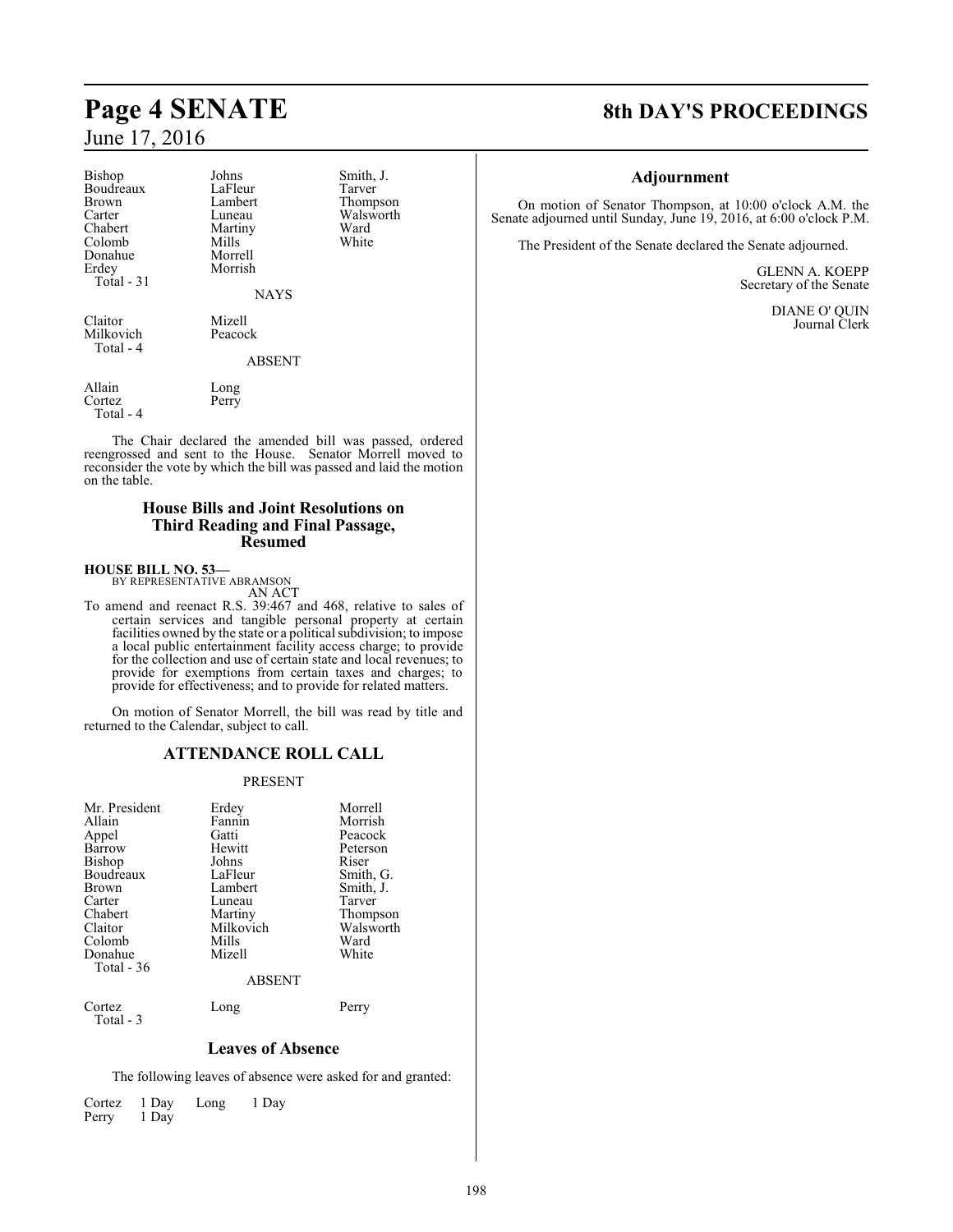| | | |
|---|---|---|
| Bishop | Johns | Smith, J. |
| Boudreaux | LaFleur | Tarver |
| Brown | Lambert | Thompson |
| Carter | Luneau | Walsworth |
| Chabert | Martiny | Ward |
| Colomb | Mills | White |
| Donahue | Morrell | |
| Erdey | Morrish | |
| Total - 31 | | |

NAYS

| | |
|---|---|
| Claitor | Mizell |
| Milkovich | Peacock |
| Total - 4 | |

ABSENT

| | |
|---|---|
| Allain | Long |
| Cortez | Perry |
| Total - 4 | |

The Chair declared the amended bill was passed, ordered reengrossed and sent to the House. Senator Morrell moved to reconsider the vote by which the bill was passed and laid the motion on the table.

### House Bills and Joint Resolutions on Third Reading and Final Passage, Resumed

**HOUSE BILL NO. 53—**
BY REPRESENTATIVE ABRAMSON
AN ACT

To amend and reenact R.S. 39:467 and 468, relative to sales of certain services and tangible personal property at certain facilities owned by the state or a political subdivision; to impose a local public entertainment facility access charge; to provide for the collection and use of certain state and local revenues; to provide for exemptions from certain taxes and charges; to provide for effectiveness; and to provide for related matters.

On motion of Senator Morrell, the bill was read by title and returned to the Calendar, subject to call.

## ATTENDANCE ROLL CALL

PRESENT

| | | |
|---|---|---|
| Mr. President | Erdey | Morrell |
| Allain | Fannin | Morrish |
| Appel | Gatti | Peacock |
| Barrow | Hewitt | Peterson |
| Bishop | Johns | Riser |
| Boudreaux | LaFleur | Smith, G. |
| Brown | Lambert | Smith, J. |
| Carter | Luneau | Tarver |
| Chabert | Martiny | Thompson |
| Claitor | Milkovich | Walsworth |
| Colomb | Mills | Ward |
| Donahue | Mizell | White |
| Total - 36 | | |

ABSENT

| | | |
|---|---|---|
| Cortez | Long | Perry |
| Total - 3 | | |

### Leaves of Absence

The following leaves of absence were asked for and granted:

| | | | |
|---|---|---|---|
| Cortez | 1 Day | Long | 1 Day |
| Perry | 1 Day | | |

### Adjournment

On motion of Senator Thompson, at 10:00 o'clock A.M. the Senate adjourned until Sunday, June 19, 2016, at 6:00 o'clock P.M.

The President of the Senate declared the Senate adjourned.

GLENN A. KOEPP
Secretary of the Senate

DIANE O' QUIN
Journal Clerk